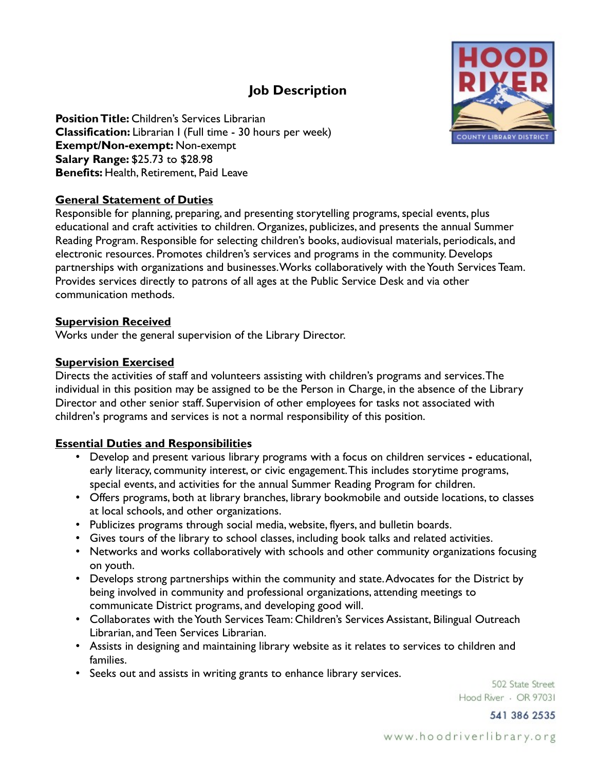# Job Description

**Position Title:** Children's Services Librarian
**Classification:** Librarian I (Full time - 30 hours per week)
**Exempt/Non-exempt:** Non-exempt
**Salary Range:** $25.73 to $28.98
**Benefits:** Health, Retirement, Paid Leave

## General Statement of Duties

Responsible for planning, preparing, and presenting storytelling programs, special events, plus educational and craft activities to children. Organizes, publicizes, and presents the annual Summer Reading Program. Responsible for selecting children's books, audiovisual materials, periodicals, and electronic resources. Promotes children's services and programs in the community. Develops partnerships with organizations and businesses. Works collaboratively with the Youth Services Team. Provides services directly to patrons of all ages at the Public Service Desk and via other communication methods.

## Supervision Received

Works under the general supervision of the Library Director.

## Supervision Exercised

Directs the activities of staff and volunteers assisting with children's programs and services. The individual in this position may be assigned to be the Person in Charge, in the absence of the Library Director and other senior staff. Supervision of other employees for tasks not associated with children's programs and services is not a normal responsibility of this position.

## Essential Duties and Responsibilities

- Develop and present various library programs with a focus on children services **-** educational, early literacy, community interest, or civic engagement. This includes storytime programs, special events, and activities for the annual Summer Reading Program for children.
- Offers programs, both at library branches, library bookmobile and outside locations, to classes at local schools, and other organizations.
- Publicizes programs through social media, website, flyers, and bulletin boards.
- Gives tours of the library to school classes, including book talks and related activities.
- Networks and works collaboratively with schools and other community organizations focusing on youth.
- Develops strong partnerships within the community and state. Advocates for the District by being involved in community and professional organizations, attending meetings to communicate District programs, and developing good will.
- Collaborates with the Youth Services Team: Children's Services Assistant, Bilingual Outreach Librarian, and Teen Services Librarian.
- Assists in designing and maintaining library website as it relates to services to children and families.
- Seeks out and assists in writing grants to enhance library services.

502 State Street
Hood River · OR 97031
541 386 2535
www.hoodriverlibrary.org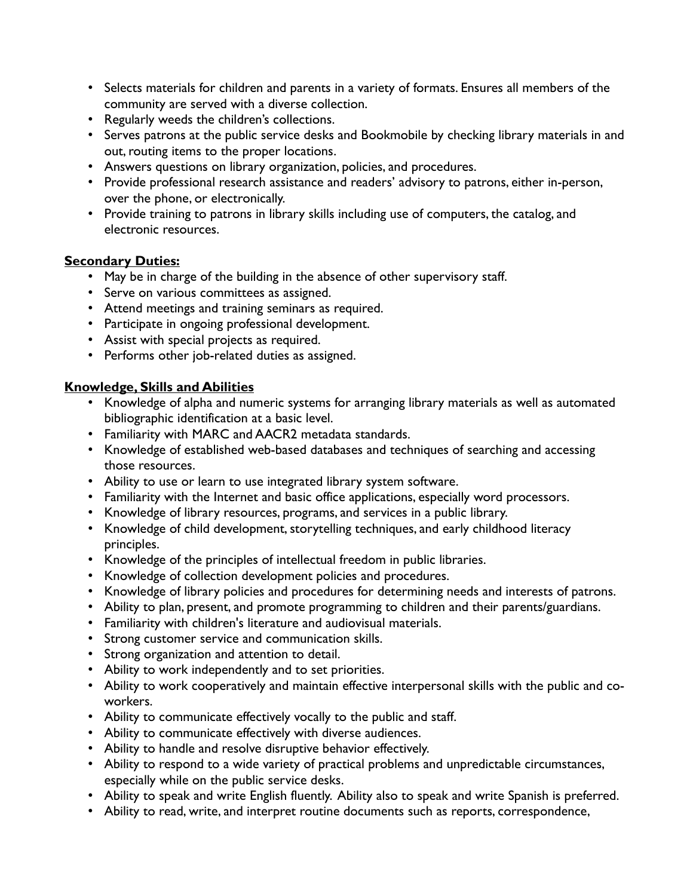- Selects materials for children and parents in a variety of formats. Ensures all members of the community are served with a diverse collection.
- Regularly weeds the children's collections.
- Serves patrons at the public service desks and Bookmobile by checking library materials in and out, routing items to the proper locations.
- Answers questions on library organization, policies, and procedures.
- Provide professional research assistance and readers' advisory to patrons, either in-person, over the phone, or electronically.
- Provide training to patrons in library skills including use of computers, the catalog, and electronic resources.

**Secondary Duties:**

- May be in charge of the building in the absence of other supervisory staff.
- Serve on various committees as assigned.
- Attend meetings and training seminars as required.
- Participate in ongoing professional development.
- Assist with special projects as required.
- Performs other job-related duties as assigned.

**Knowledge, Skills and Abilities**

- Knowledge of alpha and numeric systems for arranging library materials as well as automated bibliographic identification at a basic level.
- Familiarity with MARC and AACR2 metadata standards.
- Knowledge of established web-based databases and techniques of searching and accessing those resources.
- Ability to use or learn to use integrated library system software.
- Familiarity with the Internet and basic office applications, especially word processors.
- Knowledge of library resources, programs, and services in a public library.
- Knowledge of child development, storytelling techniques, and early childhood literacy principles.
- Knowledge of the principles of intellectual freedom in public libraries.
- Knowledge of collection development policies and procedures.
- Knowledge of library policies and procedures for determining needs and interests of patrons.
- Ability to plan, present, and promote programming to children and their parents/guardians.
- Familiarity with children's literature and audiovisual materials.
- Strong customer service and communication skills.
- Strong organization and attention to detail.
- Ability to work independently and to set priorities.
- Ability to work cooperatively and maintain effective interpersonal skills with the public and co-workers.
- Ability to communicate effectively vocally to the public and staff.
- Ability to communicate effectively with diverse audiences.
- Ability to handle and resolve disruptive behavior effectively.
- Ability to respond to a wide variety of practical problems and unpredictable circumstances, especially while on the public service desks.
- Ability to speak and write English fluently. Ability also to speak and write Spanish is preferred.
- Ability to read, write, and interpret routine documents such as reports, correspondence,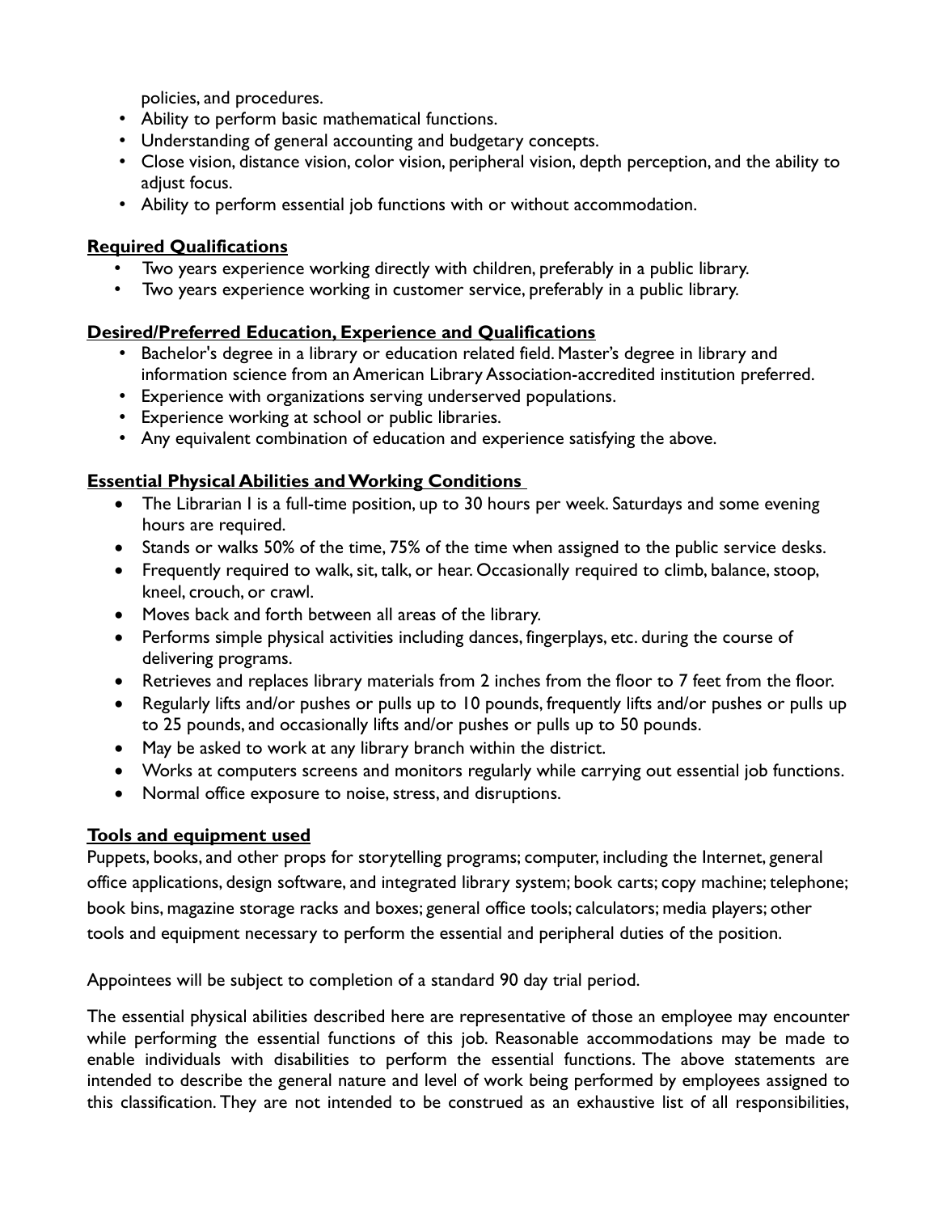policies, and procedures.

- Ability to perform basic mathematical functions.
- Understanding of general accounting and budgetary concepts.
- Close vision, distance vision, color vision, peripheral vision, depth perception, and the ability to adjust focus.
- Ability to perform essential job functions with or without accommodation.

**Required Qualifications**

- Two years experience working directly with children, preferably in a public library.
- Two years experience working in customer service, preferably in a public library.

**Desired/Preferred Education, Experience and Qualifications**

- Bachelor's degree in a library or education related field. Master's degree in library and information science from an American Library Association-accredited institution preferred.
- Experience with organizations serving underserved populations.
- Experience working at school or public libraries.
- Any equivalent combination of education and experience satisfying the above.

**Essential Physical Abilities and Working Conditions**

- The Librarian I is a full-time position, up to 30 hours per week. Saturdays and some evening hours are required.
- Stands or walks 50% of the time, 75% of the time when assigned to the public service desks.
- Frequently required to walk, sit, talk, or hear. Occasionally required to climb, balance, stoop, kneel, crouch, or crawl.
- Moves back and forth between all areas of the library.
- Performs simple physical activities including dances, fingerplays, etc. during the course of delivering programs.
- Retrieves and replaces library materials from 2 inches from the floor to 7 feet from the floor.
- Regularly lifts and/or pushes or pulls up to 10 pounds, frequently lifts and/or pushes or pulls up to 25 pounds, and occasionally lifts and/or pushes or pulls up to 50 pounds.
- May be asked to work at any library branch within the district.
- Works at computers screens and monitors regularly while carrying out essential job functions.
- Normal office exposure to noise, stress, and disruptions.

**Tools and equipment used**

Puppets, books, and other props for storytelling programs; computer, including the Internet, general office applications, design software, and integrated library system; book carts; copy machine; telephone; book bins, magazine storage racks and boxes; general office tools; calculators; media players; other tools and equipment necessary to perform the essential and peripheral duties of the position.

Appointees will be subject to completion of a standard 90 day trial period.

The essential physical abilities described here are representative of those an employee may encounter while performing the essential functions of this job. Reasonable accommodations may be made to enable individuals with disabilities to perform the essential functions. The above statements are intended to describe the general nature and level of work being performed by employees assigned to this classification. They are not intended to be construed as an exhaustive list of all responsibilities,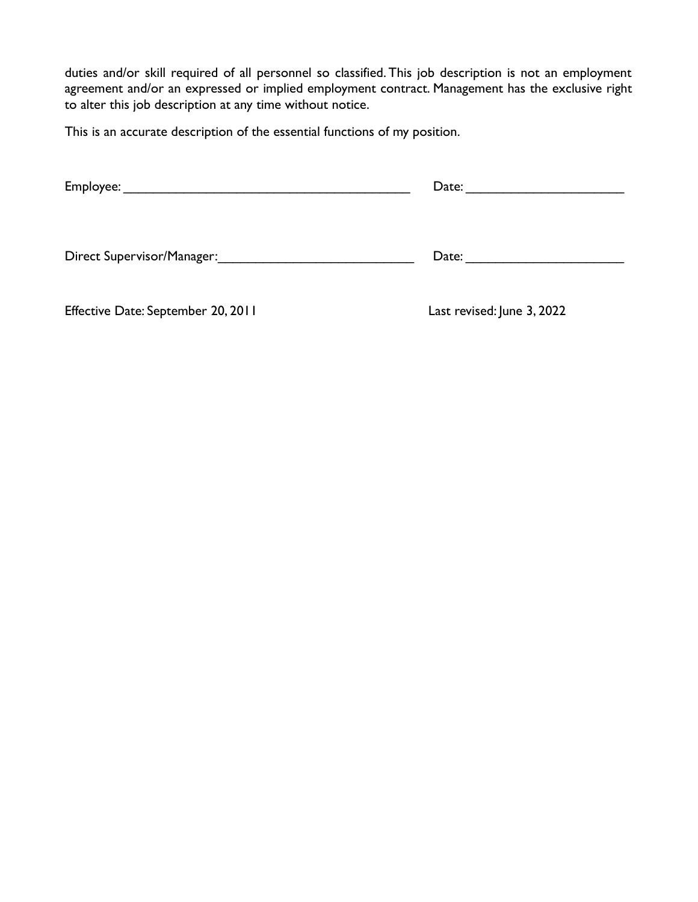duties and/or skill required of all personnel so classified. This job description is not an employment agreement and/or an expressed or implied employment contract. Management has the exclusive right to alter this job description at any time without notice.

This is an accurate description of the essential functions of my position.

Employee: ________________________________________ Date: ______________________

Direct Supervisor/Manager:____________________________ Date: ______________________

Effective Date: September 20, 2011 Last revised: June 3, 2022